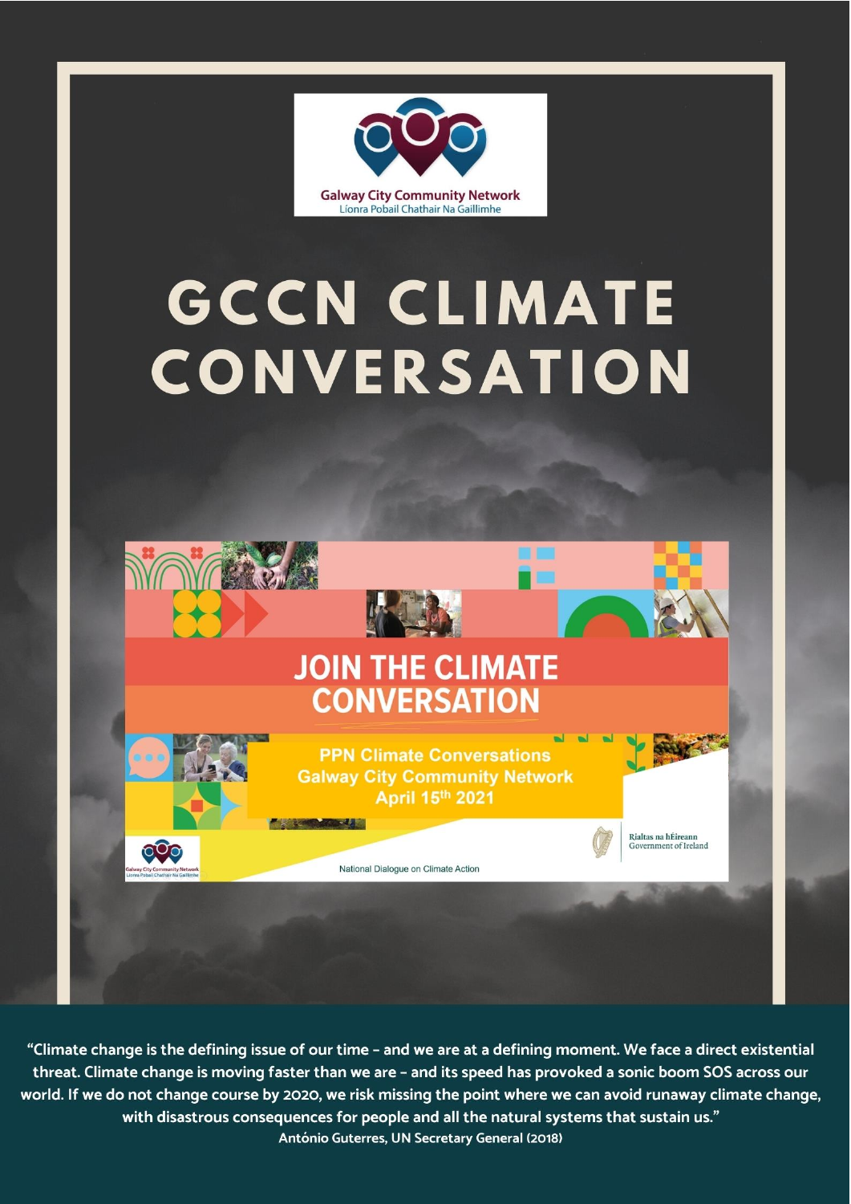Galway City Community Network
Líonra Pobail Chathair Na Gaillimhe

# GCCN CLIMATE CONVERSATION

JOIN THE CLIMATE CONVERSATION

PPN Climate Conversations
Galway City Community Network
April 15th 2021

Rialtas na hÉireann
Government of Ireland

National Dialogue on Climate Action

"Climate change is the defining issue of our time – and we are at a defining moment. We face a direct existential threat. Climate change is moving faster than we are – and its speed has provoked a sonic boom SOS across our world. If we do not change course by 2020, we risk missing the point where we can avoid runaway climate change, with disastrous consequences for people and all the natural systems that sustain us."

**António Guterres, UN Secretary General (2018)**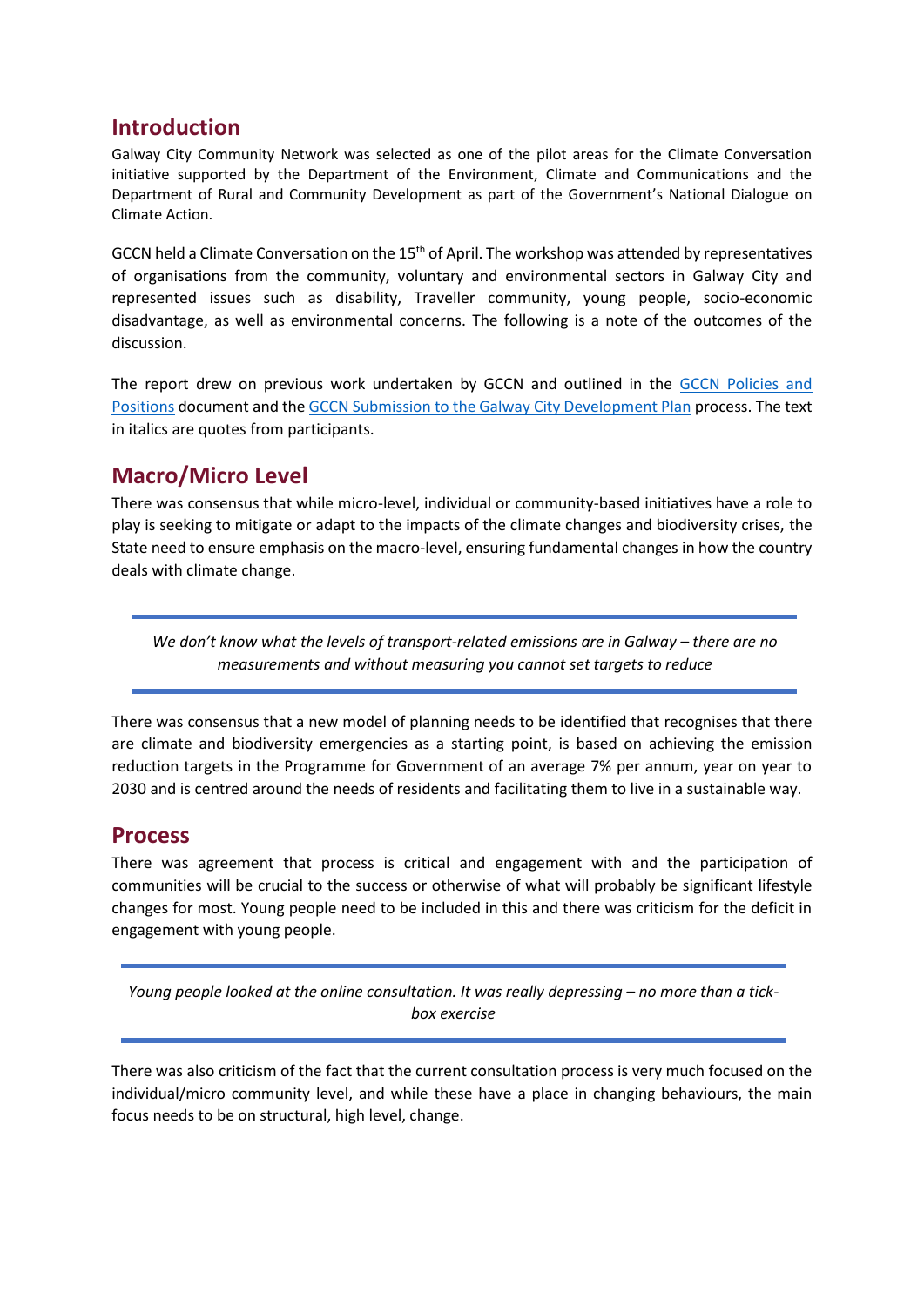## Introduction

Galway City Community Network was selected as one of the pilot areas for the Climate Conversation initiative supported by the Department of the Environment, Climate and Communications and the Department of Rural and Community Development as part of the Government's National Dialogue on Climate Action.

GCCN held a Climate Conversation on the 15th of April. The workshop was attended by representatives of organisations from the community, voluntary and environmental sectors in Galway City and represented issues such as disability, Traveller community, young people, socio-economic disadvantage, as well as environmental concerns. The following is a note of the outcomes of the discussion.

The report drew on previous work undertaken by GCCN and outlined in the GCCN Policies and Positions document and the GCCN Submission to the Galway City Development Plan process. The text in italics are quotes from participants.

## Macro/Micro Level

There was consensus that while micro-level, individual or community-based initiatives have a role to play is seeking to mitigate or adapt to the impacts of the climate changes and biodiversity crises, the State need to ensure emphasis on the macro-level, ensuring fundamental changes in how the country deals with climate change.

> *We don't know what the levels of transport-related emissions are in Galway – there are no measurements and without measuring you cannot set targets to reduce*

There was consensus that a new model of planning needs to be identified that recognises that there are climate and biodiversity emergencies as a starting point, is based on achieving the emission reduction targets in the Programme for Government of an average 7% per annum, year on year to 2030 and is centred around the needs of residents and facilitating them to live in a sustainable way.

## Process

There was agreement that process is critical and engagement with and the participation of communities will be crucial to the success or otherwise of what will probably be significant lifestyle changes for most. Young people need to be included in this and there was criticism for the deficit in engagement with young people.

> *Young people looked at the online consultation. It was really depressing – no more than a tick-box exercise*

There was also criticism of the fact that the current consultation process is very much focused on the individual/micro community level, and while these have a place in changing behaviours, the main focus needs to be on structural, high level, change.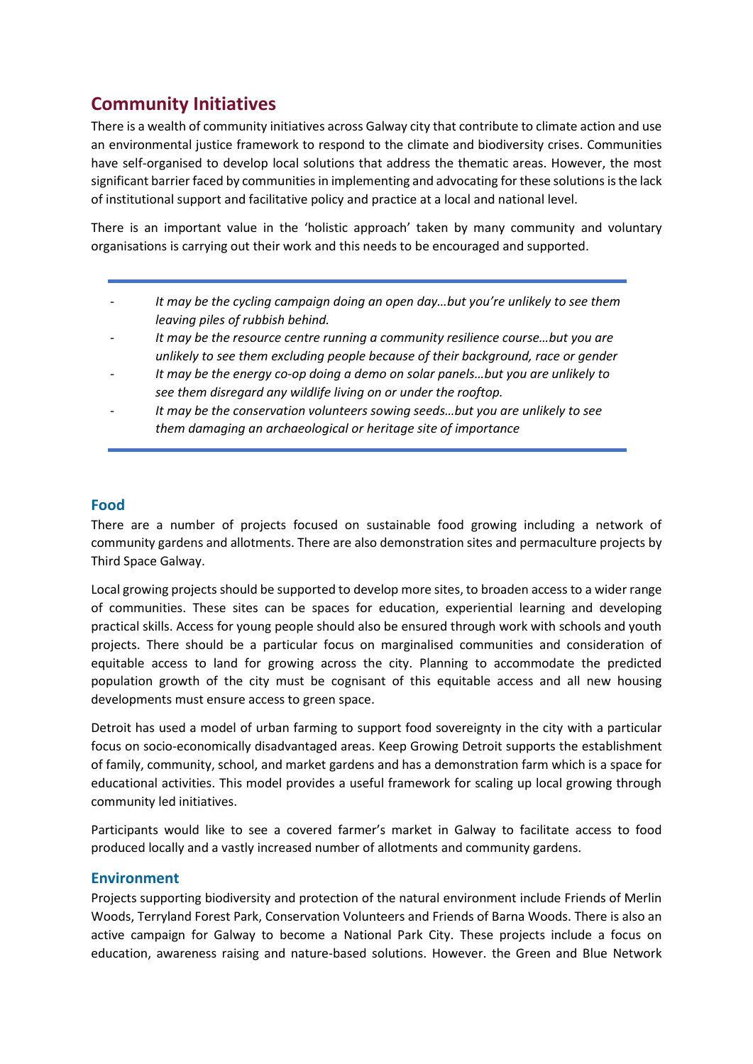## Community Initiatives

There is a wealth of community initiatives across Galway city that contribute to climate action and use an environmental justice framework to respond to the climate and biodiversity crises. Communities have self-organised to develop local solutions that address the thematic areas. However, the most significant barrier faced by communities in implementing and advocating for these solutions is the lack of institutional support and facilitative policy and practice at a local and national level.

There is an important value in the 'holistic approach' taken by many community and voluntary organisations is carrying out their work and this needs to be encouraged and supported.

---

- *It may be the cycling campaign doing an open day…but you're unlikely to see them leaving piles of rubbish behind.*
- *It may be the resource centre running a community resilience course…but you are unlikely to see them excluding people because of their background, race or gender*
- *It may be the energy co-op doing a demo on solar panels…but you are unlikely to see them disregard any wildlife living on or under the rooftop.*
- *It may be the conservation volunteers sowing seeds…but you are unlikely to see them damaging an archaeological or heritage site of importance*

---

### Food

There are a number of projects focused on sustainable food growing including a network of community gardens and allotments. There are also demonstration sites and permaculture projects by Third Space Galway.

Local growing projects should be supported to develop more sites, to broaden access to a wider range of communities. These sites can be spaces for education, experiential learning and developing practical skills. Access for young people should also be ensured through work with schools and youth projects. There should be a particular focus on marginalised communities and consideration of equitable access to land for growing across the city. Planning to accommodate the predicted population growth of the city must be cognisant of this equitable access and all new housing developments must ensure access to green space.

Detroit has used a model of urban farming to support food sovereignty in the city with a particular focus on socio-economically disadvantaged areas. Keep Growing Detroit supports the establishment of family, community, school, and market gardens and has a demonstration farm which is a space for educational activities. This model provides a useful framework for scaling up local growing through community led initiatives.

Participants would like to see a covered farmer's market in Galway to facilitate access to food produced locally and a vastly increased number of allotments and community gardens.

### Environment

Projects supporting biodiversity and protection of the natural environment include Friends of Merlin Woods, Terryland Forest Park, Conservation Volunteers and Friends of Barna Woods. There is also an active campaign for Galway to become a National Park City. These projects include a focus on education, awareness raising and nature-based solutions. However. the Green and Blue Network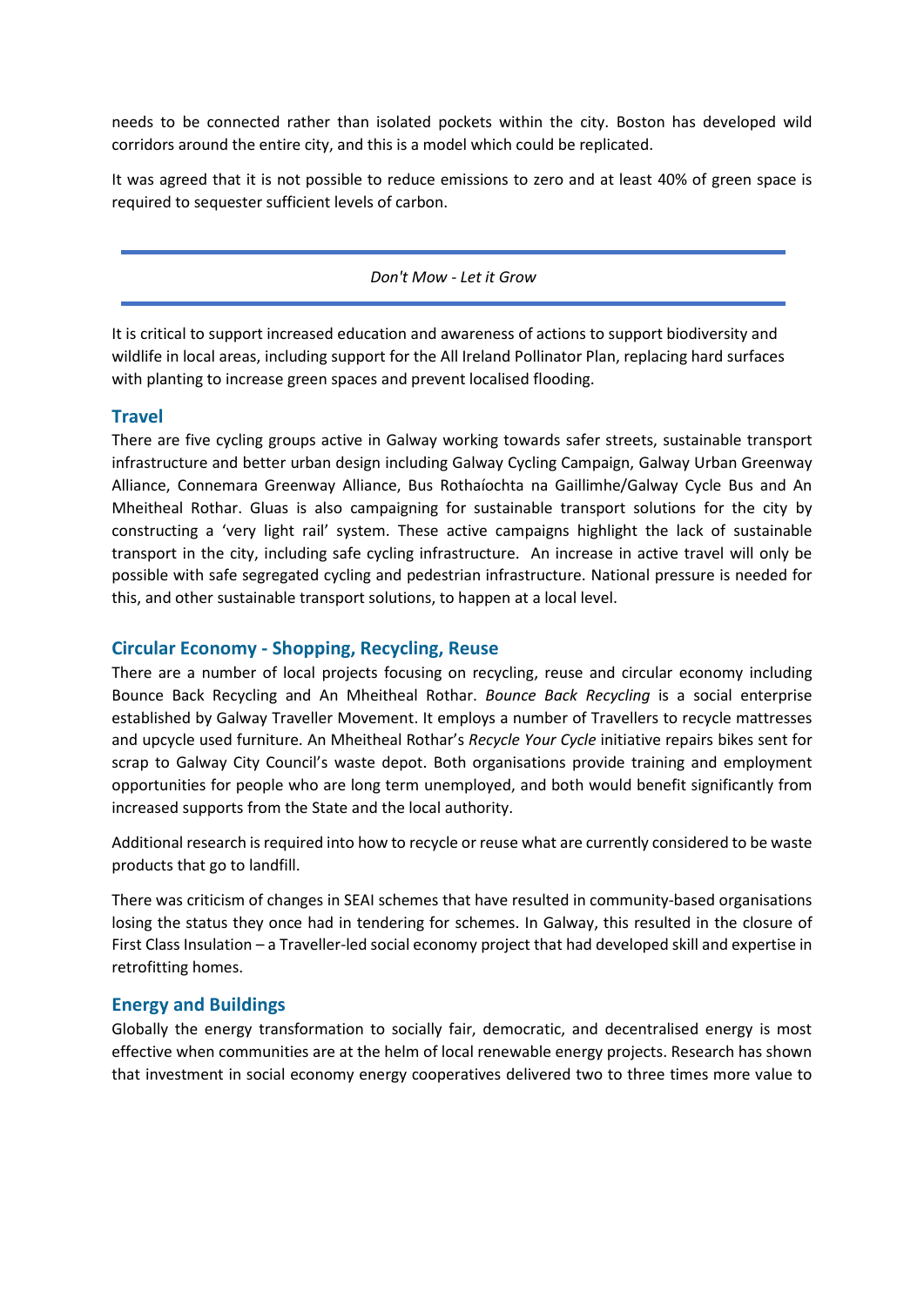needs to be connected rather than isolated pockets within the city. Boston has developed wild corridors around the entire city, and this is a model which could be replicated.

It was agreed that it is not possible to reduce emissions to zero and at least 40% of green space is required to sequester sufficient levels of carbon.

---

*Don't Mow - Let it Grow*

---

It is critical to support increased education and awareness of actions to support biodiversity and wildlife in local areas, including support for the All Ireland Pollinator Plan, replacing hard surfaces with planting to increase green spaces and prevent localised flooding.

## Travel

There are five cycling groups active in Galway working towards safer streets, sustainable transport infrastructure and better urban design including Galway Cycling Campaign, Galway Urban Greenway Alliance, Connemara Greenway Alliance, Bus Rothaíochta na Gaillimhe/Galway Cycle Bus and An Mheitheal Rothar. Gluas is also campaigning for sustainable transport solutions for the city by constructing a 'very light rail' system. These active campaigns highlight the lack of sustainable transport in the city, including safe cycling infrastructure. An increase in active travel will only be possible with safe segregated cycling and pedestrian infrastructure. National pressure is needed for this, and other sustainable transport solutions, to happen at a local level.

## Circular Economy - Shopping, Recycling, Reuse

There are a number of local projects focusing on recycling, reuse and circular economy including Bounce Back Recycling and An Mheitheal Rothar. *Bounce Back Recycling* is a social enterprise established by Galway Traveller Movement. It employs a number of Travellers to recycle mattresses and upcycle used furniture. An Mheitheal Rothar's *Recycle Your Cycle* initiative repairs bikes sent for scrap to Galway City Council's waste depot. Both organisations provide training and employment opportunities for people who are long term unemployed, and both would benefit significantly from increased supports from the State and the local authority.

Additional research is required into how to recycle or reuse what are currently considered to be waste products that go to landfill.

There was criticism of changes in SEAI schemes that have resulted in community-based organisations losing the status they once had in tendering for schemes. In Galway, this resulted in the closure of First Class Insulation – a Traveller-led social economy project that had developed skill and expertise in retrofitting homes.

## Energy and Buildings

Globally the energy transformation to socially fair, democratic, and decentralised energy is most effective when communities are at the helm of local renewable energy projects. Research has shown that investment in social economy energy cooperatives delivered two to three times more value to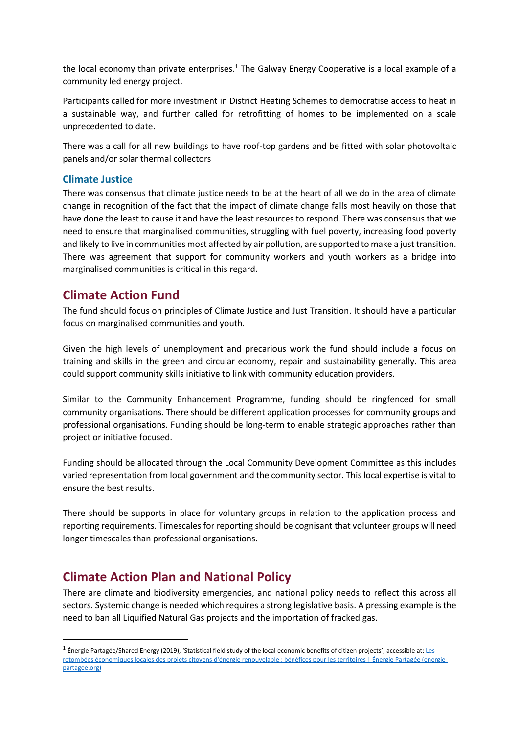the local economy than private enterprises.[1] The Galway Energy Cooperative is a local example of a community led energy project.

Participants called for more investment in District Heating Schemes to democratise access to heat in a sustainable way, and further called for retrofitting of homes to be implemented on a scale unprecedented to date.

There was a call for all new buildings to have roof-top gardens and be fitted with solar photovoltaic panels and/or solar thermal collectors

### Climate Justice

There was consensus that climate justice needs to be at the heart of all we do in the area of climate change in recognition of the fact that the impact of climate change falls most heavily on those that have done the least to cause it and have the least resources to respond. There was consensus that we need to ensure that marginalised communities, struggling with fuel poverty, increasing food poverty and likely to live in communities most affected by air pollution, are supported to make a just transition. There was agreement that support for community workers and youth workers as a bridge into marginalised communities is critical in this regard.

## Climate Action Fund

The fund should focus on principles of Climate Justice and Just Transition. It should have a particular focus on marginalised communities and youth.

Given the high levels of unemployment and precarious work the fund should include a focus on training and skills in the green and circular economy, repair and sustainability generally. This area could support community skills initiative to link with community education providers.

Similar to the Community Enhancement Programme, funding should be ringfenced for small community organisations. There should be different application processes for community groups and professional organisations. Funding should be long-term to enable strategic approaches rather than project or initiative focused.

Funding should be allocated through the Local Community Development Committee as this includes varied representation from local government and the community sector. This local expertise is vital to ensure the best results.

There should be supports in place for voluntary groups in relation to the application process and reporting requirements. Timescales for reporting should be cognisant that volunteer groups will need longer timescales than professional organisations.

## Climate Action Plan and National Policy

There are climate and biodiversity emergencies, and national policy needs to reflect this across all sectors. Systemic change is needed which requires a strong legislative basis. A pressing example is the need to ban all Liquified Natural Gas projects and the importation of fracked gas.

---

[1] Énergie Partagée/Shared Energy (2019), 'Statistical field study of the local economic benefits of citizen projects', accessible at: Les retombées économiques locales des projets citoyens d'énergie renouvelable : bénéfices pour les territoires | Énergie Partagée (energie-partagee.org)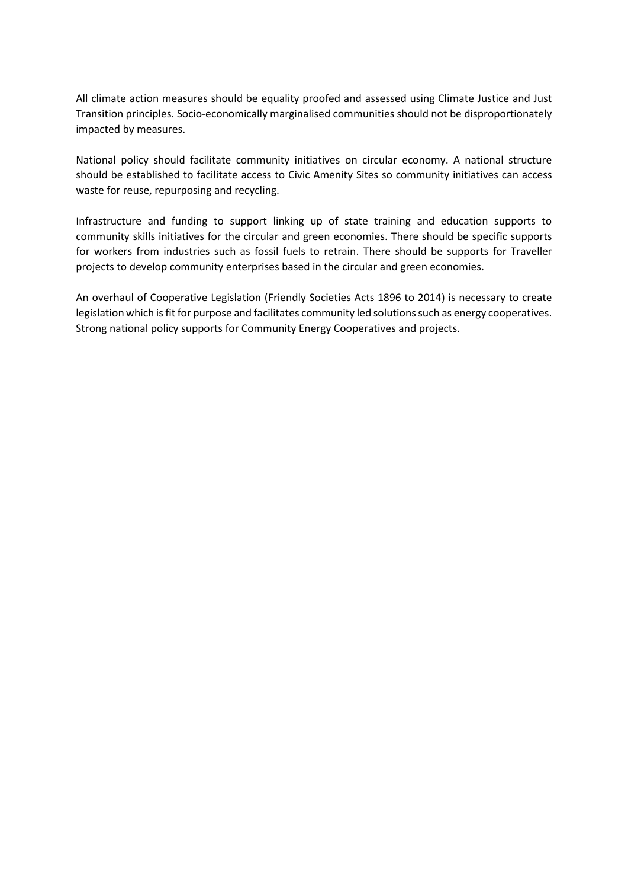All climate action measures should be equality proofed and assessed using Climate Justice and Just Transition principles. Socio-economically marginalised communities should not be disproportionately impacted by measures.

National policy should facilitate community initiatives on circular economy. A national structure should be established to facilitate access to Civic Amenity Sites so community initiatives can access waste for reuse, repurposing and recycling.

Infrastructure and funding to support linking up of state training and education supports to community skills initiatives for the circular and green economies. There should be specific supports for workers from industries such as fossil fuels to retrain. There should be supports for Traveller projects to develop community enterprises based in the circular and green economies.

An overhaul of Cooperative Legislation (Friendly Societies Acts 1896 to 2014) is necessary to create legislation which is fit for purpose and facilitates community led solutions such as energy cooperatives. Strong national policy supports for Community Energy Cooperatives and projects.